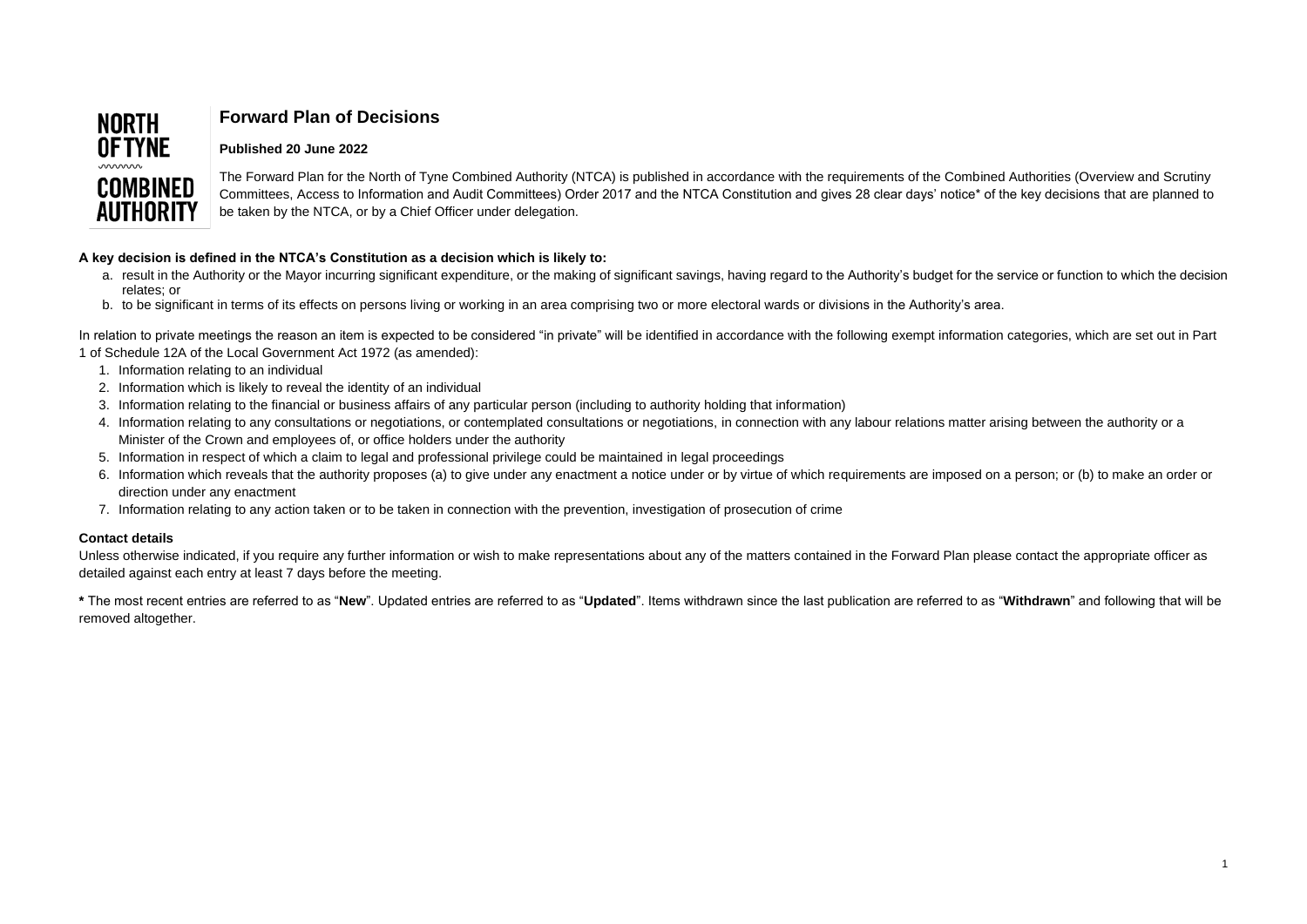NORTH OF TYNE COMBINED AUTHORITY

# Forward Plan of Decisions

**Published 20 June 2022**

The Forward Plan for the North of Tyne Combined Authority (NTCA) is published in accordance with the requirements of the Combined Authorities (Overview and Scrutiny Committees, Access to Information and Audit Committees) Order 2017 and the NTCA Constitution and gives 28 clear days' notice* of the key decisions that are planned to be taken by the NTCA, or by a Chief Officer under delegation.

**A key decision is defined in the NTCA's Constitution as a decision which is likely to:**

a. result in the Authority or the Mayor incurring significant expenditure, or the making of significant savings, having regard to the Authority's budget for the service or function to which the decision relates; or
b. to be significant in terms of its effects on persons living or working in an area comprising two or more electoral wards or divisions in the Authority's area.

In relation to private meetings the reason an item is expected to be considered "in private" will be identified in accordance with the following exempt information categories, which are set out in Part 1 of Schedule 12A of the Local Government Act 1972 (as amended):

1. Information relating to an individual
2. Information which is likely to reveal the identity of an individual
3. Information relating to the financial or business affairs of any particular person (including to authority holding that information)
4. Information relating to any consultations or negotiations, or contemplated consultations or negotiations, in connection with any labour relations matter arising between the authority or a Minister of the Crown and employees of, or office holders under the authority
5. Information in respect of which a claim to legal and professional privilege could be maintained in legal proceedings
6. Information which reveals that the authority proposes (a) to give under any enactment a notice under or by virtue of which requirements are imposed on a person; or (b) to make an order or direction under any enactment
7. Information relating to any action taken or to be taken in connection with the prevention, investigation of prosecution of crime

**Contact details**

Unless otherwise indicated, if you require any further information or wish to make representations about any of the matters contained in the Forward Plan please contact the appropriate officer as detailed against each entry at least 7 days before the meeting.

**\*** The most recent entries are referred to as "**New**". Updated entries are referred to as "**Updated**". Items withdrawn since the last publication are referred to as "**Withdrawn**" and following that will be removed altogether.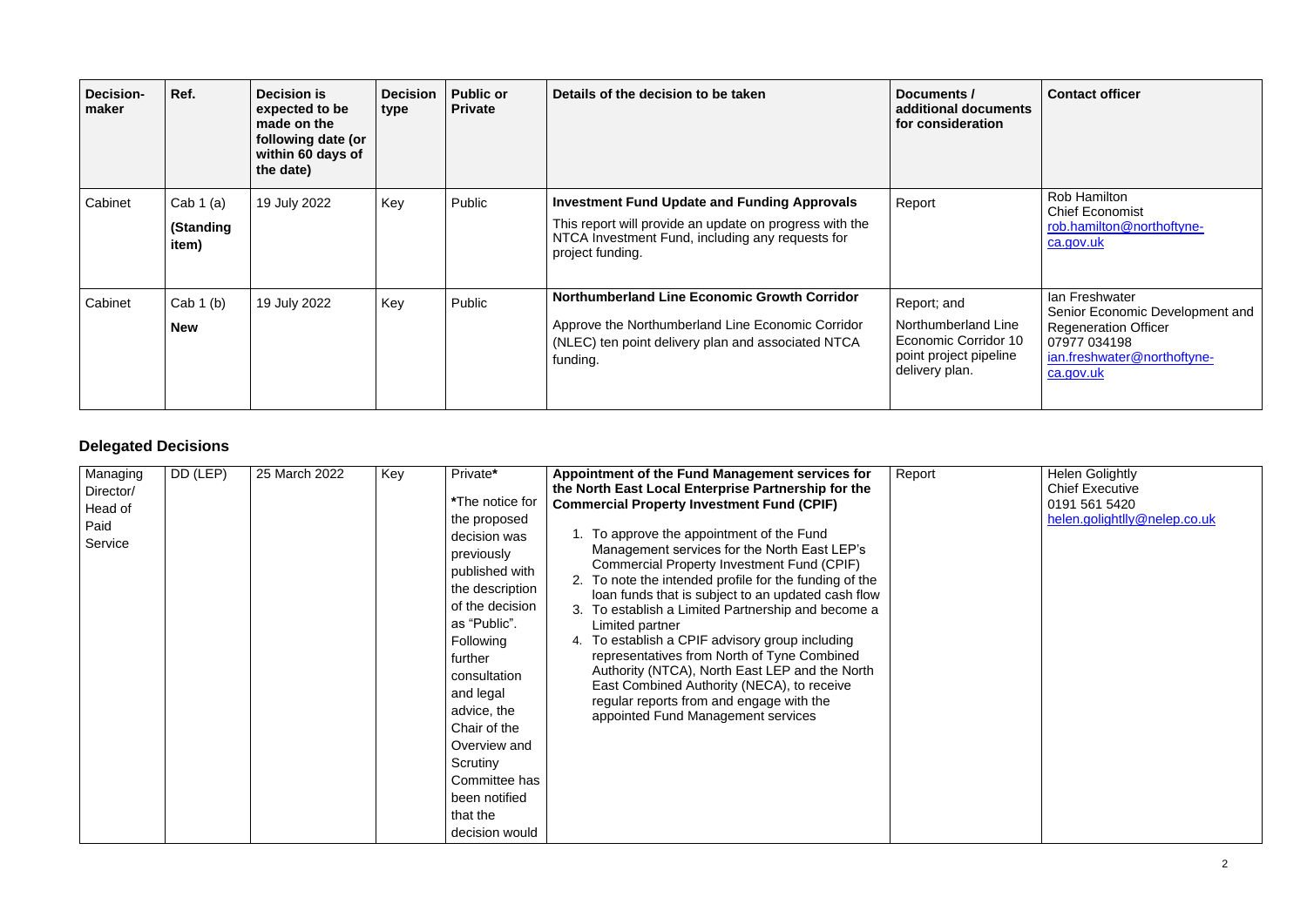| Decision-maker | Ref. | Decision is expected to be made on the following date (or within 60 days of the date) | Decision type | Public or Private | Details of the decision to be taken | Documents / additional documents for consideration | Contact officer |
|---|---|---|---|---|---|---|---|
| Cabinet | Cab 1 (a) **(Standing item)** | 19 July 2022 | Key | Public | **Investment Fund Update and Funding Approvals** This report will provide an update on progress with the NTCA Investment Fund, including any requests for project funding. | Report | Rob Hamilton Chief Economist rob.hamilton@northoftyne-ca.gov.uk |
| Cabinet | Cab 1 (b) **New** | 19 July 2022 | Key | Public | **Northumberland Line Economic Growth Corridor** Approve the Northumberland Line Economic Corridor (NLEC) ten point delivery plan and associated NTCA funding. | Report; and Northumberland Line Economic Corridor 10 point project pipeline delivery plan. | Ian Freshwater Senior Economic Development and Regeneration Officer 07977 034198 ian.freshwater@northoftyne-ca.gov.uk |

## Delegated Decisions

| | | | | | | | |
|---|---|---|---|---|---|---|---|
| Managing Director/ Head of Paid Service | DD (LEP) | 25 March 2022 | Key | Private* *The notice for the proposed decision was previously published with the description of the decision as "Public". Following further consultation and legal advice, the Chair of the Overview and Scrutiny Committee has been notified that the decision would | **Appointment of the Fund Management services for the North East Local Enterprise Partnership for the Commercial Property Investment Fund (CPIF)** 1. To approve the appointment of the Fund Management services for the North East LEP's Commercial Property Investment Fund (CPIF) 2. To note the intended profile for the funding of the loan funds that is subject to an updated cash flow 3. To establish a Limited Partnership and become a Limited partner 4. To establish a CPIF advisory group including representatives from North of Tyne Combined Authority (NTCA), North East LEP and the North East Combined Authority (NECA), to receive regular reports from and engage with the appointed Fund Management services | Report | Helen Golightly Chief Executive 0191 561 5420 helen.golightlly@nelep.co.uk |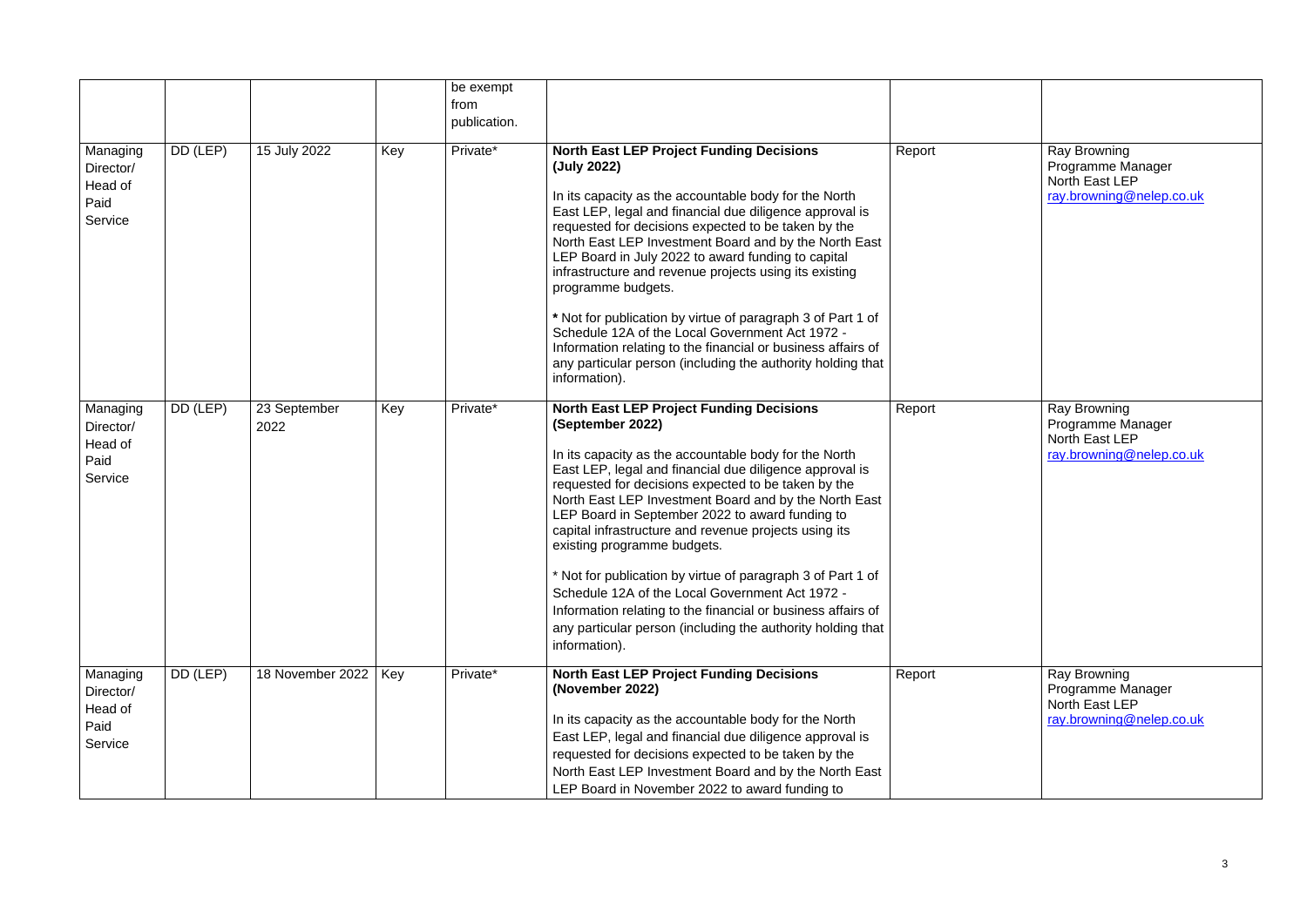| | | | | | | | |
|---|---|---|---|---|---|---|---|
| | | | | be exempt from publication. | | | |
| Managing Director/ Head of Paid Service | DD (LEP) | 15 July 2022 | Key | Private* | **North East LEP Project Funding Decisions (July 2022)**<br><br>In its capacity as the accountable body for the North East LEP, legal and financial due diligence approval is requested for decisions expected to be taken by the North East LEP Investment Board and by the North East LEP Board in July 2022 to award funding to capital infrastructure and revenue projects using its existing programme budgets.<br><br>**\*** Not for publication by virtue of paragraph 3 of Part 1 of Schedule 12A of the Local Government Act 1972 - Information relating to the financial or business affairs of any particular person (including the authority holding that information). | Report | Ray Browning<br>Programme Manager<br>North East LEP<br>ray.browning@nelep.co.uk |
| Managing Director/ Head of Paid Service | DD (LEP) | 23 September 2022 | Key | Private* | **North East LEP Project Funding Decisions (September 2022)**<br><br>In its capacity as the accountable body for the North East LEP, legal and financial due diligence approval is requested for decisions expected to be taken by the North East LEP Investment Board and by the North East LEP Board in September 2022 to award funding to capital infrastructure and revenue projects using its existing programme budgets.<br><br>* Not for publication by virtue of paragraph 3 of Part 1 of Schedule 12A of the Local Government Act 1972 - Information relating to the financial or business affairs of any particular person (including the authority holding that information). | Report | Ray Browning<br>Programme Manager<br>North East LEP<br>ray.browning@nelep.co.uk |
| Managing Director/ Head of Paid Service | DD (LEP) | 18 November 2022 | Key | Private* | **North East LEP Project Funding Decisions (November 2022)**<br><br>In its capacity as the accountable body for the North East LEP, legal and financial due diligence approval is requested for decisions expected to be taken by the North East LEP Investment Board and by the North East LEP Board in November 2022 to award funding to | Report | Ray Browning<br>Programme Manager<br>North East LEP<br>ray.browning@nelep.co.uk |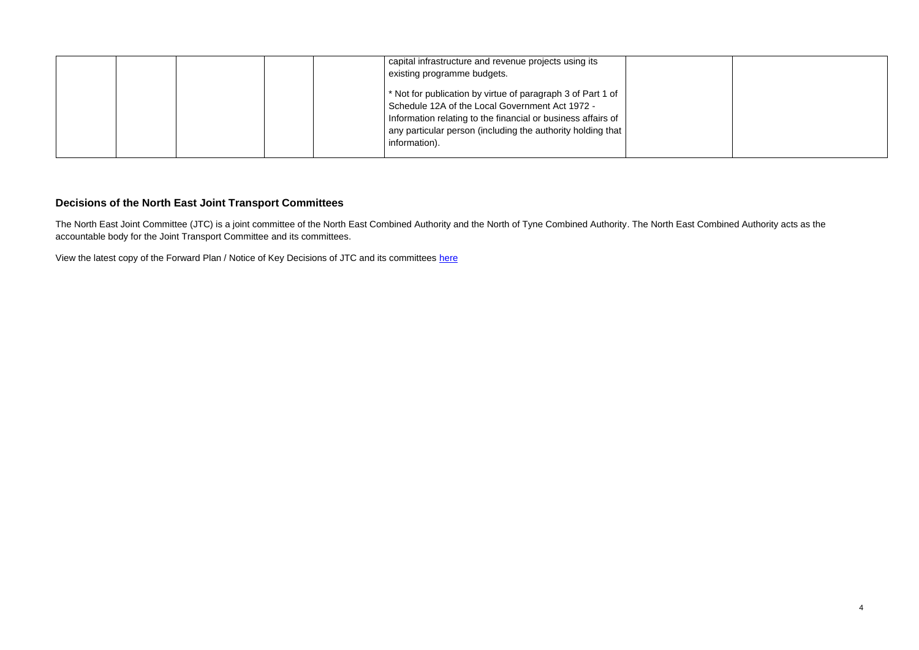| | | | | | | | |
|---|---|---|---|---|---|---|---|
| | | | | | capital infrastructure and revenue projects using its existing programme budgets.<br><br>* Not for publication by virtue of paragraph 3 of Part 1 of Schedule 12A of the Local Government Act 1972 - Information relating to the financial or business affairs of any particular person (including the authority holding that information). | | |

## Decisions of the North East Joint Transport Committees

The North East Joint Committee (JTC) is a joint committee of the North East Combined Authority and the North of Tyne Combined Authority. The North East Combined Authority acts as the accountable body for the Joint Transport Committee and its committees.

View the latest copy of the Forward Plan / Notice of Key Decisions of JTC and its committees here